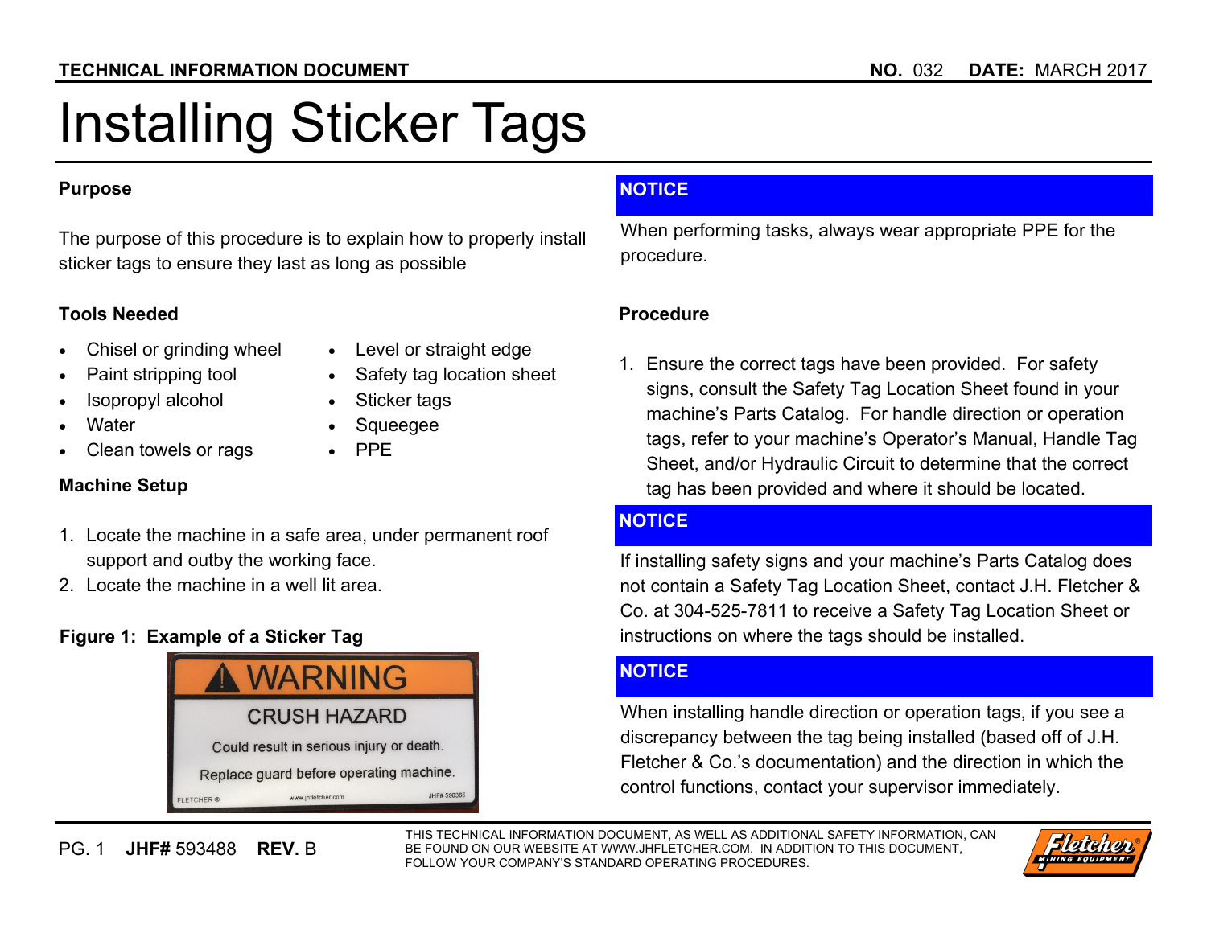TECHNICAL INFORMATION DOCUMENT **NO.** 032 **DATE:** MARCH 2017

# Installing Sticker Tags

### Purpose

The purpose of this procedure is to explain how to properly install sticker tags to ensure they last as long as possible

### Tools Needed

- Chisel or grinding wheel
- Paint stripping tool
- Isopropyl alcohol
- Water
- Clean towels or rags
- Level or straight edge
- Safety tag location sheet
- Sticker tags
- Squeegee
- PPE

### Machine Setup

1. Locate the machine in a safe area, under permanent roof support and outby the working face.
2. Locate the machine in a well lit area.

**Figure 1: Example of a Sticker Tag**

WARNING
CRUSH HAZARD
Could result in serious injury or death.
Replace guard before operating machine.
FLETCHER® www.jhfletcher.com JHF# 590365

**NOTICE**

When performing tasks, always wear appropriate PPE for the procedure.

### Procedure

1. Ensure the correct tags have been provided. For safety signs, consult the Safety Tag Location Sheet found in your machine's Parts Catalog. For handle direction or operation tags, refer to your machine's Operator's Manual, Handle Tag Sheet, and/or Hydraulic Circuit to determine that the correct tag has been provided and where it should be located.

**NOTICE**

If installing safety signs and your machine's Parts Catalog does not contain a Safety Tag Location Sheet, contact J.H. Fletcher & Co. at 304-525-7811 to receive a Safety Tag Location Sheet or instructions on where the tags should be installed.

**NOTICE**

When installing handle direction or operation tags, if you see a discrepancy between the tag being installed (based off of J.H. Fletcher & Co.'s documentation) and the direction in which the control functions, contact your supervisor immediately.

PG. 1 **JHF#** 593488 **REV.** B

THIS TECHNICAL INFORMATION DOCUMENT, AS WELL AS ADDITIONAL SAFETY INFORMATION, CAN BE FOUND ON OUR WEBSITE AT WWW.JHFLETCHER.COM. IN ADDITION TO THIS DOCUMENT, FOLLOW YOUR COMPANY'S STANDARD OPERATING PROCEDURES.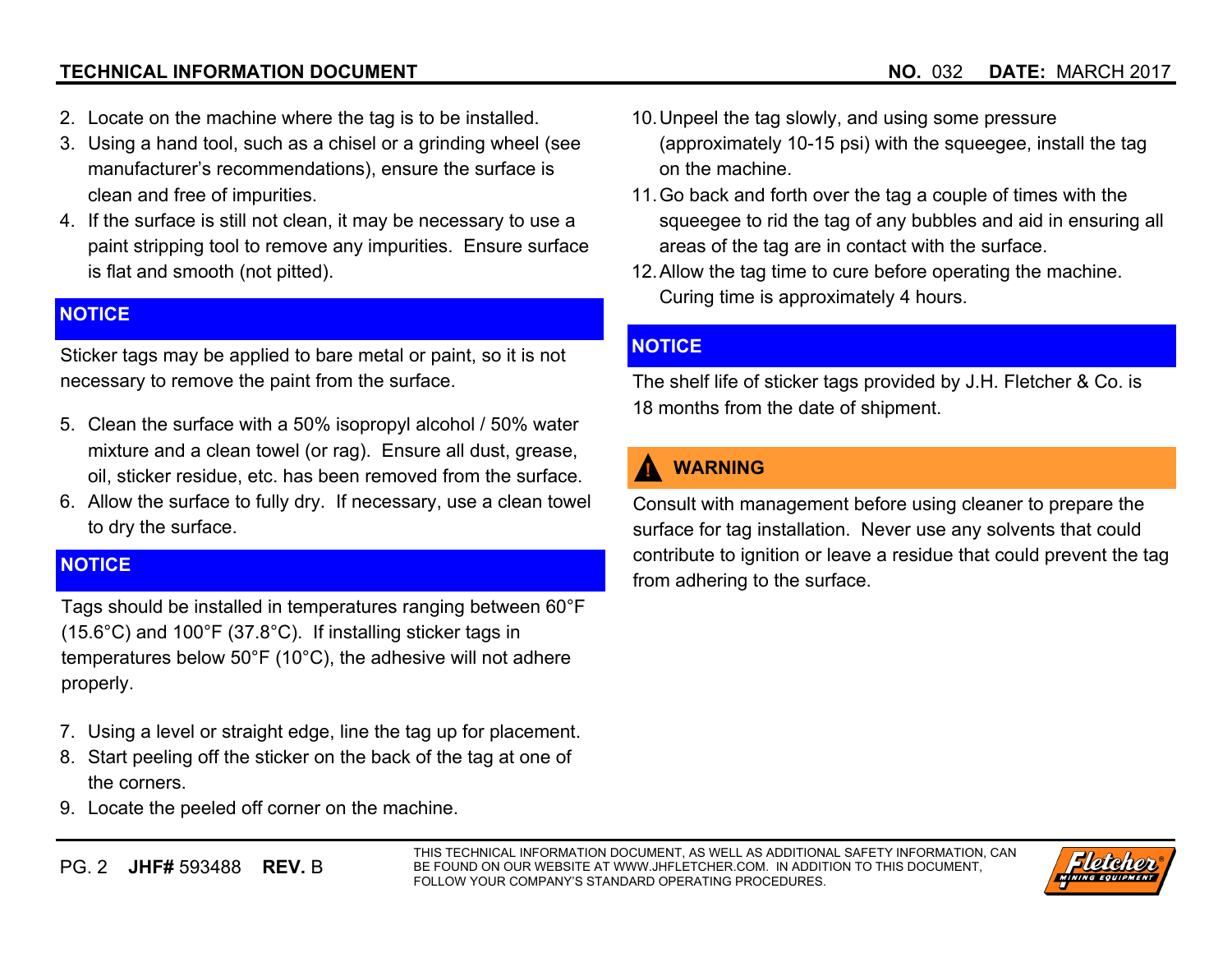2. Locate on the machine where the tag is to be installed.
3. Using a hand tool, such as a chisel or a grinding wheel (see manufacturer's recommendations), ensure the surface is clean and free of impurities.
4. If the surface is still not clean, it may be necessary to use a paint stripping tool to remove any impurities. Ensure surface is flat and smooth (not pitted).

**NOTICE**

Sticker tags may be applied to bare metal or paint, so it is not necessary to remove the paint from the surface.

5. Clean the surface with a 50% isopropyl alcohol / 50% water mixture and a clean towel (or rag). Ensure all dust, grease, oil, sticker residue, etc. has been removed from the surface.
6. Allow the surface to fully dry. If necessary, use a clean towel to dry the surface.

**NOTICE**

Tags should be installed in temperatures ranging between 60°F (15.6°C) and 100°F (37.8°C). If installing sticker tags in temperatures below 50°F (10°C), the adhesive will not adhere properly.

7. Using a level or straight edge, line the tag up for placement.
8. Start peeling off the sticker on the back of the tag at one of the corners.
9. Locate the peeled off corner on the machine.
10. Unpeel the tag slowly, and using some pressure (approximately 10-15 psi) with the squeegee, install the tag on the machine.
11. Go back and forth over the tag a couple of times with the squeegee to rid the tag of any bubbles and aid in ensuring all areas of the tag are in contact with the surface.
12. Allow the tag time to cure before operating the machine. Curing time is approximately 4 hours.

**NOTICE**

The shelf life of sticker tags provided by J.H. Fletcher & Co. is 18 months from the date of shipment.

**WARNING**

Consult with management before using cleaner to prepare the surface for tag installation. Never use any solvents that could contribute to ignition or leave a residue that could prevent the tag from adhering to the surface.